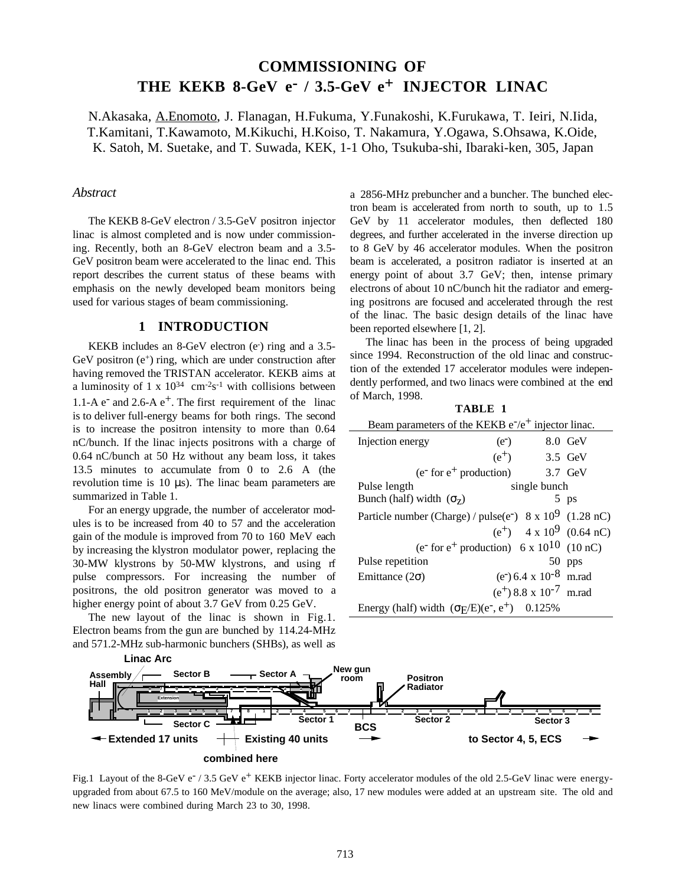# COMMISSIONING OF THE KEKB 8-GeV $e^-$ / 3.5-GeV $e^+$ INJECTOR LINAC

N.Akasaka, A.Enomoto, J. Flanagan, H.Fukuma, Y.Funakoshi, K.Furukawa, T. Ieiri, N.Iida, T.Kamitani, T.Kawamoto, M.Kikuchi, H.Koiso, T. Nakamura, Y.Ogawa, S.Ohsawa, K.Oide, K. Satoh, M. Suetake, and T. Suwada, KEK, 1-1 Oho, Tsukuba-shi, Ibaraki-ken, 305, Japan

## *Abstract*

The KEKB 8-GeV electron / 3.5-GeV positron injector linac is almost completed and is now under commissioning. Recently, both an 8-GeV electron beam and a 3.5-GeV positron beam were accelerated to the linac end. This report describes the current status of these beams with emphasis on the newly developed beam monitors being used for various stages of beam commissioning.

## 1 INTRODUCTION

KEKB includes an 8-GeV electron ($e^-$) ring and a 3.5-GeV positron ($e^+$) ring, which are under construction after having removed the TRISTAN accelerator. KEKB aims at a luminosity of $1 \times 10^{34}$ $cm^{-2}s^{-1}$ with collisions between 1.1-A $e^-$ and 2.6-A $e^+$. The first requirement of the linac is to deliver full-energy beams for both rings. The second is to increase the positron intensity to more than 0.64 nC/bunch. If the linac injects positrons with a charge of 0.64 nC/bunch at 50 Hz without any beam loss, it takes 13.5 minutes to accumulate from 0 to 2.6 A (the revolution time is 10 μs). The linac beam parameters are summarized in Table 1.

For an energy upgrade, the number of accelerator modules is to be increased from 40 to 57 and the acceleration gain of the module is improved from 70 to 160 MeV each by increasing the klystron modulator power, replacing the 30-MW klystrons by 50-MW klystrons, and using rf pulse compressors. For increasing the number of positrons, the old positron generator was moved to a higher energy point of about 3.7 GeV from 0.25 GeV.

The new layout of the linac is shown in Fig.1. Electron beams from the gun are bunched by 114.24-MHz and 571.2-MHz sub-harmonic bunchers (SHBs), as well as a 2856-MHz prebuncher and a buncher. The bunched electron beam is accelerated from north to south, up to 1.5 GeV by 11 accelerator modules, then deflected 180 degrees, and further accelerated in the inverse direction up to 8 GeV by 46 accelerator modules. When the positron beam is accelerated, a positron radiator is inserted at an energy point of about 3.7 GeV; then, intense primary electrons of about 10 nC/bunch hit the radiator and emerging positrons are focused and accelerated through the rest of the linac. The basic design details of the linac have been reported elsewhere [1, 2].

The linac has been in the process of being upgraded since 1994. Reconstruction of the old linac and construction of the extended 17 accelerator modules were independently performed, and two linacs were combined at the end of March, 1998.

**TABLE 1**

Beam parameters of the KEKB $e^-/e^+$ injector linac.

| Parameter | | Value |
|---|---|---|
| Injection energy | ($e^-$) | 8.0 GeV |
| | ($e^+$) | 3.5 GeV |
| | ($e^-$ for $e^+$ production) | 3.7 GeV |
| Pulse length | | single bunch |
| Bunch (half) width ($\sigma_z$) | | 5 ps |
| Particle number (Charge) / pulse | ($e^-$) | $8 \times 10^9$ (1.28 nC) |
| | ($e^+$) | $4 \times 10^9$ (0.64 nC) |
| | ($e^-$ for $e^+$ production) | $6 \times 10^{10}$ (10 nC) |
| Pulse repetition | | 50 pps |
| Emittance ($2\sigma$) | ($e^-$) | $6.4 \times 10^{-8}$ m.rad |
| | ($e^+$) | $8.8 \times 10^{-7}$ m.rad |
| Energy (half) width ($\sigma_E/E$) | ($e^-$, $e^+$) | 0.125% |

Fig.1 Layout of the 8-GeV $e^-$ / 3.5 GeV $e^+$ KEKB injector linac. Forty accelerator modules of the old 2.5-GeV linac were energy-upgraded from about 67.5 to 160 MeV/module on the average; also, 17 new modules were added at an upstream site. The old and new linacs were combined during March 23 to 30, 1998.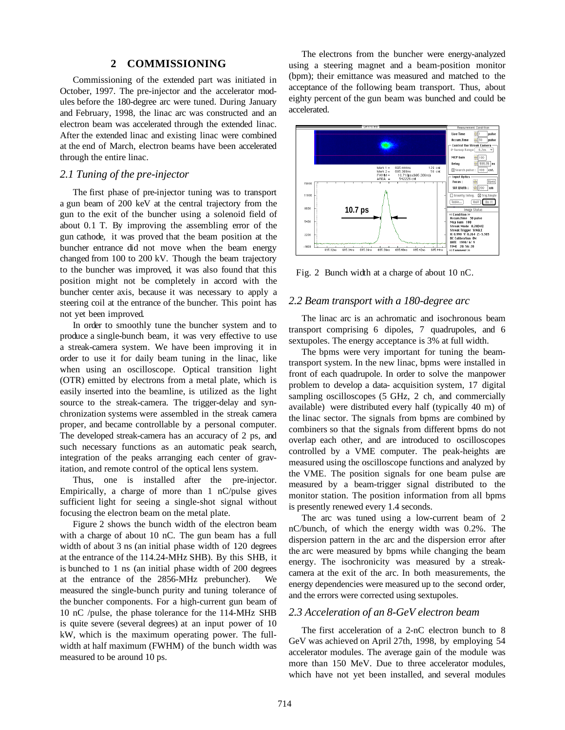## 2 COMMISSIONING

Commissioning of the extended part was initiated in October, 1997. The pre-injector and the accelerator modules before the 180-degree arc were tuned. During January and February, 1998, the linac arc was constructed and an electron beam was accelerated through the extended linac. After the extended linac and existing linac were combined at the end of March, electron beams have been accelerated through the entire linac.

### *2.1 Tuning of the pre-injector*

The first phase of pre-injector tuning was to transport a gun beam of 200 keV at the central trajectory from the gun to the exit of the buncher using a solenoid field of about 0.1 T. By improving the assembling error of the gun cathode, it was proved that the beam position at the buncher entrance did not move when the beam energy changed from 100 to 200 kV. Though the beam trajectory to the buncher was improved, it was also found that this position might not be completely in accord with the buncher center axis, because it was necessary to apply a steering coil at the entrance of the buncher. This point has not yet been improved.

In order to smoothly tune the buncher system and to produce a single-bunch beam, it was very effective to use a streak-camera system. We have been improving it in order to use it for daily beam tuning in the linac, like when using an oscilloscope. Optical transition light (OTR) emitted by electrons from a metal plate, which is easily inserted into the beamline, is utilized as the light source to the streak-camera. The trigger-delay and synchronization systems were assembled in the streak camera proper, and became controllable by a personal computer. The developed streak-camera has an accuracy of 2 ps, and such necessary functions as an automatic peak search, integration of the peaks arranging each center of gravitation, and remote control of the optical lens system.

Thus, one is installed after the pre-injector. Empirically, a charge of more than 1 nC/pulse gives sufficient light for seeing a single-shot signal without focusing the electron beam on the metal plate.

Figure 2 shows the bunch width of the electron beam with a charge of about 10 nC. The gun beam has a full width of about 3 ns (an initial phase width of 120 degrees at the entrance of the 114.24-MHz SHB). By this SHB, it is bunched to 1 ns (an initial phase width of 200 degrees at the entrance of the 2856-MHz prebuncher). We measured the single-bunch purity and tuning tolerance of the buncher components. For a high-current gun beam of 10 nC /pulse, the phase tolerance for the 114-MHz SHB is quite severe (several degrees) at an input power of 10 kW, which is the maximum operating power. The full-width at half maximum (FWHM) of the bunch width was measured to be around 10 ps.

The electrons from the buncher were energy-analyzed using a steering magnet and a beam-position monitor (bpm); their emittance was measured and matched to the acceptance of the following beam transport. Thus, about eighty percent of the gun beam was bunched and could be accelerated.

Fig. 2 Bunch width at a charge of about 10 nC.

### *2.2 Beam transport with a 180-degree arc*

The linac arc is an achromatic and isochronous beam transport comprising 6 dipoles, 7 quadrupoles, and 6 sextupoles. The energy acceptance is 3% at full width.

The bpms were very important for tuning the beam-transport system. In the new linac, bpms were installed in front of each quadrupole. In order to solve the manpower problem to develop a data- acquisition system, 17 digital sampling oscilloscopes (5 GHz, 2 ch, and commercially available) were distributed every half (typically 40 m) of the linac sector. The signals from bpms are combined by combiners so that the signals from different bpms do not overlap each other, and are introduced to oscilloscopes controlled by a VME computer. The peak-heights are measured using the oscilloscope functions and analyzed by the VME. The position signals for one beam pulse are measured by a beam-trigger signal distributed to the monitor station. The position information from all bpms is presently renewed every 1.4 seconds.

The arc was tuned using a low-current beam of 2 nC/bunch, of which the energy width was 0.2%. The dispersion pattern in the arc and the dispersion error after the arc were measured by bpms while changing the beam energy. The isochronicity was measured by a streak-camera at the exit of the arc. In both measurements, the energy dependencies were measured up to the second order, and the errors were corrected using sextupoles.

### *2.3 Acceleration of an 8-GeV electron beam*

The first acceleration of a 2-nC electron bunch to 8 GeV was achieved on April 27th, 1998, by employing 54 accelerator modules. The average gain of the module was more than 150 MeV. Due to three accelerator modules, which have not yet been installed, and several modules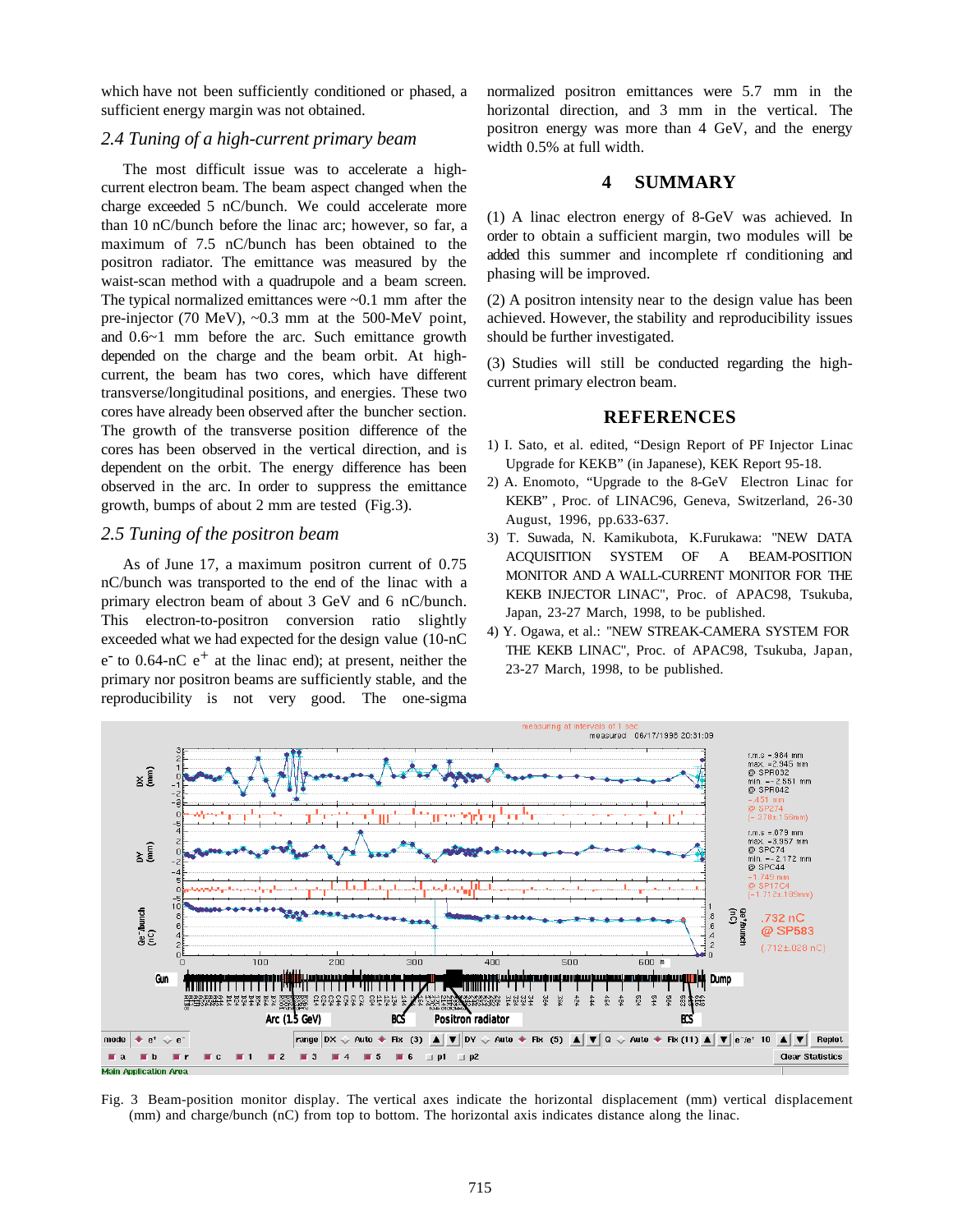which have not been sufficiently conditioned or phased, a sufficient energy margin was not obtained.

### *2.4 Tuning of a high-current primary beam*

The most difficult issue was to accelerate a high-current electron beam. The beam aspect changed when the charge exceeded 5 nC/bunch. We could accelerate more than 10 nC/bunch before the linac arc; however, so far, a maximum of 7.5 nC/bunch has been obtained to the positron radiator. The emittance was measured by the waist-scan method with a quadrupole and a beam screen. The typical normalized emittances were ~0.1 mm after the pre-injector (70 MeV), ~0.3 mm at the 500-MeV point, and 0.6~1 mm before the arc. Such emittance growth depended on the charge and the beam orbit. At high-current, the beam has two cores, which have different transverse/longitudinal positions, and energies. These two cores have already been observed after the buncher section. The growth of the transverse position difference of the cores has been observed in the vertical direction, and is dependent on the orbit. The energy difference has been observed in the arc. In order to suppress the emittance growth, bumps of about 2 mm are tested (Fig.3).

### *2.5 Tuning of the positron beam*

As of June 17, a maximum positron current of 0.75 nC/bunch was transported to the end of the linac with a primary electron beam of about 3 GeV and 6 nC/bunch. This electron-to-positron conversion ratio slightly exceeded what we had expected for the design value (10-nC $e^-$ to 0.64-nC $e^+$ at the linac end); at present, neither the primary nor positron beams are sufficiently stable, and the reproducibility is not very good. The one-sigma normalized positron emittances were 5.7 mm in the horizontal direction, and 3 mm in the vertical. The positron energy was more than 4 GeV, and the energy width 0.5% at full width.

## 4 SUMMARY

(1) A linac electron energy of 8-GeV was achieved. In order to obtain a sufficient margin, two modules will be added this summer and incomplete rf conditioning and phasing will be improved.

(2) A positron intensity near to the design value has been achieved. However, the stability and reproducibility issues should be further investigated.

(3) Studies will still be conducted regarding the high-current primary electron beam.

## REFERENCES

1) I. Sato, et al. edited, "Design Report of PF Injector Linac Upgrade for KEKB" (in Japanese), KEK Report 95-18.
2) A. Enomoto, "Upgrade to the 8-GeV Electron Linac for KEKB" , Proc. of LINAC96, Geneva, Switzerland, 26-30 August, 1996, pp.633-637.
3) T. Suwada, N. Kamikubota, K.Furukawa: "NEW DATA ACQUISITION SYSTEM OF A BEAM-POSITION MONITOR AND A WALL-CURRENT MONITOR FOR THE KEKB INJECTOR LINAC", Proc. of APAC98, Tsukuba, Japan, 23-27 March, 1998, to be published.
4) Y. Ogawa, et al.: "NEW STREAK-CAMERA SYSTEM FOR THE KEKB LINAC", Proc. of APAC98, Tsukuba, Japan, 23-27 March, 1998, to be published.

measuring at intervals of 1 sec
measured 06/17/1998 20:31:09

DX (mm)
r.m.s = .984 mm
max. = 2.945 mm
@ SPR032
min. = -2.551 mm
@ SPR042
-.451 mm
@ SP274
(-.378±.156mm)

DY (mm)
r.m.s = .679 mm
max. = 3.957 mm
@ SPC74
min. = -2.172 mm
@ SPC44
-1.749 mm
@ SP17C4
(-1.712±.109mm)

Qe⁻/bunch (nC)
Qe⁺/bunch (nC)
.732 nC
@ SP583
(.712±.028 nC)

Gun
Dump
Arc (1.5 GeV)
ECS
Positron radiator
ECS

Fig. 3 Beam-position monitor display. The vertical axes indicate the horizontal displacement (mm) vertical displacement (mm) and charge/bunch (nC) from top to bottom. The horizontal axis indicates distance along the linac.